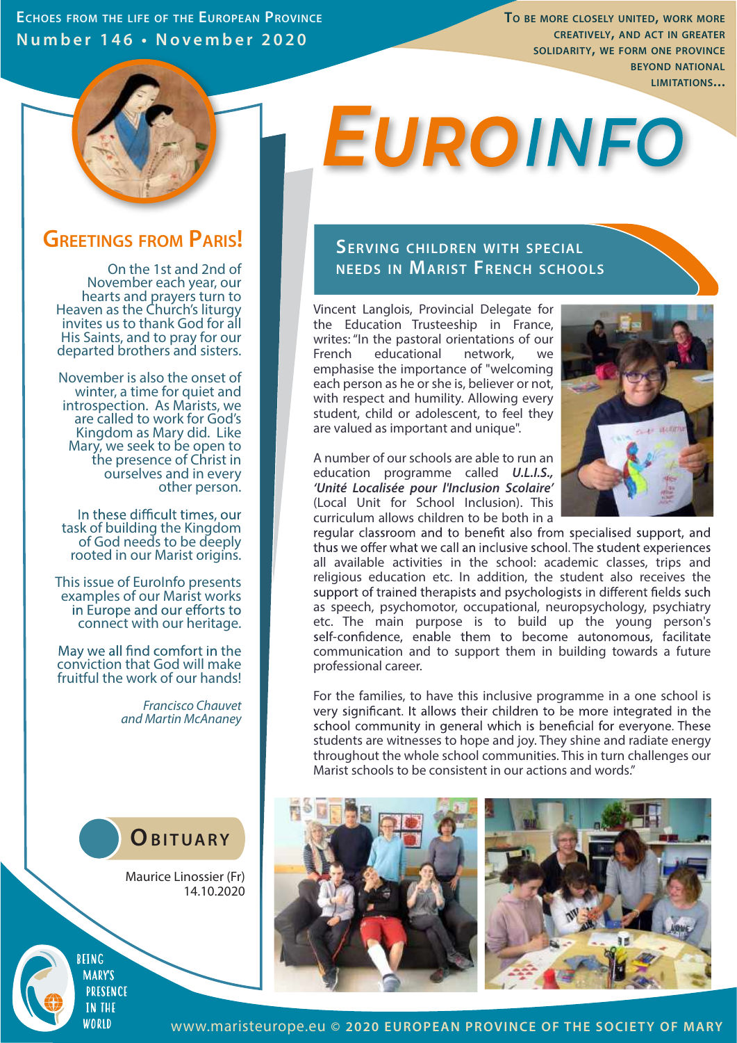ECHOES FROM THE LIFE OF THE EUROPEAN PROVINCE
Number 146 • November 2020

TO BE MORE CLOSELY UNITED, WORK MORE CREATIVELY, AND ACT IN GREATER SOLIDARITY, WE FORM ONE PROVINCE BEYOND NATIONAL LIMITATIONS...

# EUROINFO

## GREETINGS FROM PARIS!

On the 1st and 2nd of November each year, our hearts and prayers turn to Heaven as the Church's liturgy invites us to thank God for all His Saints, and to pray for our departed brothers and sisters.

November is also the onset of winter, a time for quiet and introspection. As Marists, we are called to work for God's Kingdom as Mary did. Like Mary, we seek to be open to the presence of Christ in ourselves and in every other person.

In these difficult times, our task of building the Kingdom of God needs to be deeply rooted in our Marist origins.

This issue of EuroInfo presents examples of our Marist works in Europe and our efforts to connect with our heritage.

May we all find comfort in the conviction that God will make fruitful the work of our hands!

*Francisco Chauvet and Martin McAnaney*

## OBITUARY

Maurice Linossier (Fr)
14.10.2020

BEING MARY'S PRESENCE IN THE WORLD

## SERVING CHILDREN WITH SPECIAL NEEDS IN MARIST FRENCH SCHOOLS

Vincent Langlois, Provincial Delegate for the Education Trusteeship in France, writes: "In the pastoral orientations of our French educational network, we emphasise the importance of "welcoming each person as he or she is, believer or not, with respect and humility. Allowing every student, child or adolescent, to feel they are valued as important and unique".

A number of our schools are able to run an education programme called ***U.L.I.S., 'Unité Localisée pour l'Inclusion Scolaire'*** (Local Unit for School Inclusion). This curriculum allows children to be both in a regular classroom and to benefit also from specialised support, and thus we offer what we call an inclusive school. The student experiences all available activities in the school: academic classes, trips and religious education etc. In addition, the student also receives the support of trained therapists and psychologists in different fields such as speech, psychomotor, occupational, neuropsychology, psychiatry etc. The main purpose is to build up the young person's self-confidence, enable them to become autonomous, facilitate communication and to support them in building towards a future professional career.

For the families, to have this inclusive programme in a one school is very significant. It allows their children to be more integrated in the school community in general which is beneficial for everyone. These students are witnesses to hope and joy. They shine and radiate energy throughout the whole school communities. This in turn challenges our Marist schools to be consistent in our actions and words."

www.maristeurope.eu © 2020 EUROPEAN PROVINCE OF THE SOCIETY OF MARY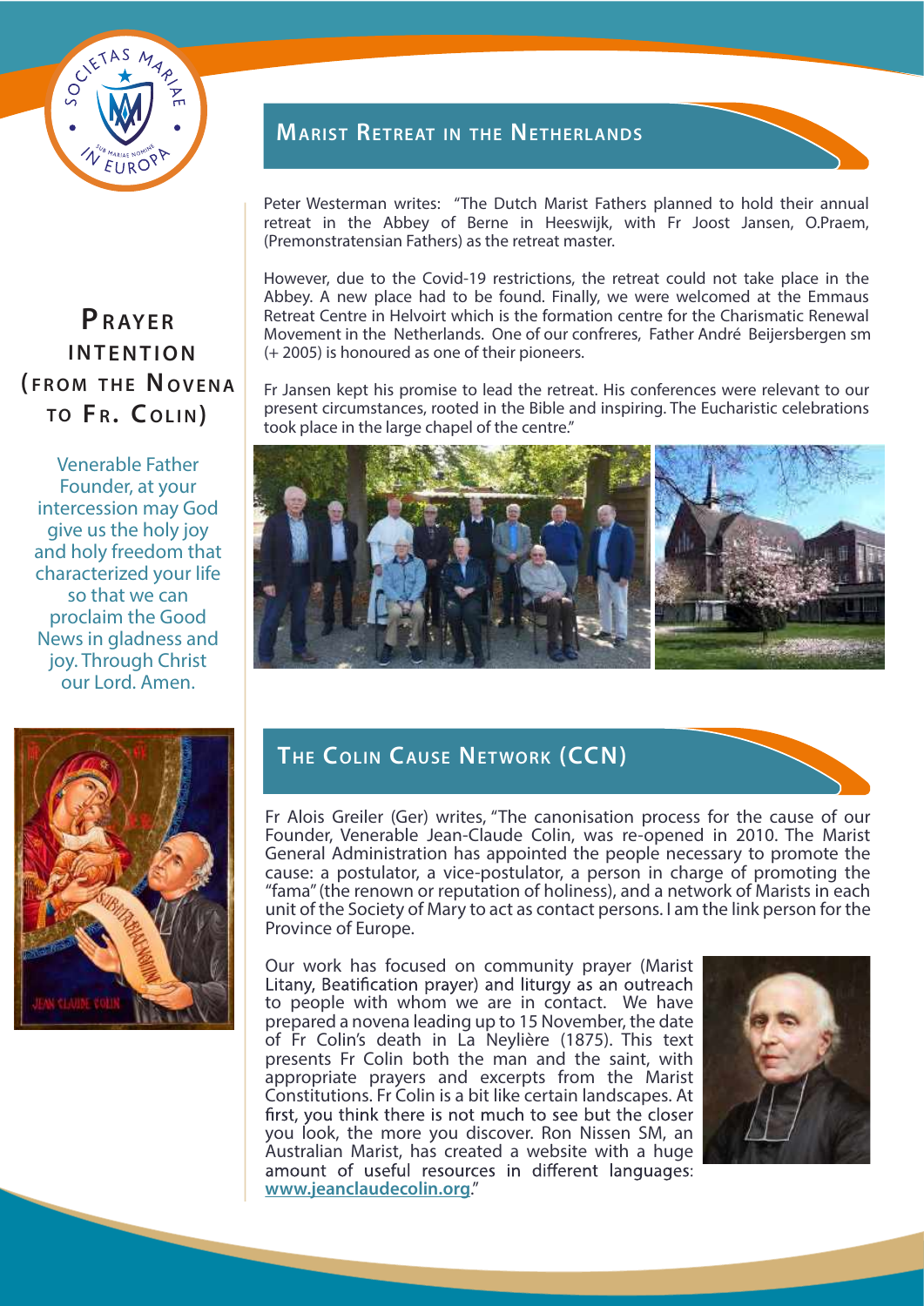## Marist Retreat in the Netherlands

Peter Westerman writes: "The Dutch Marist Fathers planned to hold their annual retreat in the Abbey of Berne in Heeswijk, with Fr Joost Jansen, O.Praem, (Premonstratensian Fathers) as the retreat master.

However, due to the Covid-19 restrictions, the retreat could not take place in the Abbey. A new place had to be found. Finally, we were welcomed at the Emmaus Retreat Centre in Helvoirt which is the formation centre for the Charismatic Renewal Movement in the Netherlands. One of our confreres, Father André Beijersbergen sm (+ 2005) is honoured as one of their pioneers.

Fr Jansen kept his promise to lead the retreat. His conferences were relevant to our present circumstances, rooted in the Bible and inspiring. The Eucharistic celebrations took place in the large chapel of the centre."

## Prayer Intention (from the Novena to Fr. Colin)

Venerable Father Founder, at your intercession may God give us the holy joy and holy freedom that characterized your life so that we can proclaim the Good News in gladness and joy. Through Christ our Lord. Amen.

## The Colin Cause Network (CCN)

Fr Alois Greiler (Ger) writes, "The canonisation process for the cause of our Founder, Venerable Jean-Claude Colin, was re-opened in 2010. The Marist General Administration has appointed the people necessary to promote the cause: a postulator, a vice-postulator, a person in charge of promoting the "fama" (the renown or reputation of holiness), and a network of Marists in each unit of the Society of Mary to act as contact persons. I am the link person for the Province of Europe.

Our work has focused on community prayer (Marist Litany, Beatification prayer) and liturgy as an outreach to people with whom we are in contact. We have prepared a novena leading up to 15 November, the date of Fr Colin's death in La Neylière (1875). This text presents Fr Colin both the man and the saint, with appropriate prayers and excerpts from the Marist Constitutions. Fr Colin is a bit like certain landscapes. At first, you think there is not much to see but the closer you look, the more you discover. Ron Nissen SM, an Australian Marist, has created a website with a huge amount of useful resources in different languages: **www.jeanclaudecolin.org**."